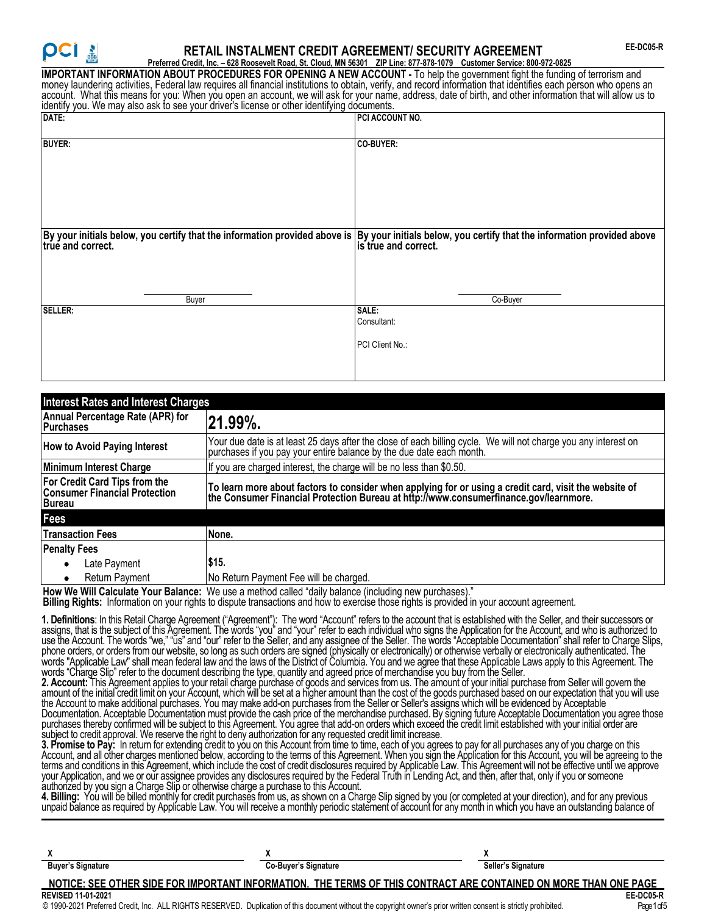# RETAIL INSTALMENT CREDIT AGREEMENT/ SECURITY AGREEMENT

EE-DC05-R

**Preferred Credit, Inc. – 628 Roosevelt Road, St. Cloud, MN 56301 ZIP Line: 877-878-1079 Customer Service: 800-972-0825**

**IMPORTANT INFORMATION ABOUT PROCEDURES FOR OPENING A NEW ACCOUNT -** To help the government fight the funding of terrorism and money laundering activities, Federal law requires all financial institutions to obtain, verify, and record information that identifies each person who opens an account. What this means for you: When you open an account, we will ask for your name, address, date of birth, and other information that will allow us to identify you. We may also ask to see your driver's license or other identifying documents.

| **DATE:** | **PCI ACCOUNT NO.** |
|---|---|
| **BUYER:** | **CO-BUYER:** |
| **By your initials below, you certify that the information provided above is true and correct.**<br><br>Buyer | **By your initials below, you certify that the information provided above is true and correct.**<br><br>Co-Buyer |
| **SELLER:** | **SALE:**<br>Consultant:<br><br>PCI Client No.: |

| **Interest Rates and Interest Charges** | |
|---|---|
| **Annual Percentage Rate (APR) for Purchases** | **21.99%.** |
| **How to Avoid Paying Interest** | Your due date is at least 25 days after the close of each billing cycle. We will not charge you any interest on purchases if you pay your entire balance by the due date each month. |
| **Minimum Interest Charge** | If you are charged interest, the charge will be no less than $0.50. |
| **For Credit Card Tips from the Consumer Financial Protection Bureau** | **To learn more about factors to consider when applying for or using a credit card, visit the website of the Consumer Financial Protection Bureau at http://www.consumerfinance.gov/learnmore.** |
| **Fees** | |
| **Transaction Fees** | **None.** |
| **Penalty Fees** | |
| • Late Payment | **$15.** |
| • Return Payment | No Return Payment Fee will be charged. |

**How We Will Calculate Your Balance:** We use a method called "daily balance (including new purchases)."

**Billing Rights:** Information on your rights to dispute transactions and how to exercise those rights is provided in your account agreement.

**1. Definitions**: In this Retail Charge Agreement ("Agreement"): The word "Account" refers to the account that is established with the Seller, and their successors or assigns, that is the subject of this Agreement. The words "you" and "your" refer to each individual who signs the Application for the Account, and who is authorized to use the Account. The words "we," "us" and "our" refer to the Seller, and any assignee of the Seller. The words "Acceptable Documentation" shall refer to Charge Slips, phone orders, or orders from our website, so long as such orders are signed (physically or electronically) or otherwise verbally or electronically authenticated. The words "Applicable Law" shall mean federal law and the laws of the District of Columbia. You and we agree that these Applicable Laws apply to this Agreement. The words "Charge Slip" refer to the document describing the type, quantity and agreed price of merchandise you buy from the Seller.

**2. Account:** This Agreement applies to your retail charge purchase of goods and services from us. The amount of your initial purchase from Seller will govern the amount of the initial credit limit on your Account, which will be set at a higher amount than the cost of the goods purchased based on our expectation that you will use the Account to make additional purchases. You may make add-on purchases from the Seller or Seller's assigns which will be evidenced by Acceptable Documentation. Acceptable Documentation must provide the cash price of the merchandise purchased. By signing future Acceptable Documentation you agree those purchases thereby confirmed will be subject to this Agreement. You agree that add-on orders which exceed the credit limit established with your initial order are subject to credit approval. We reserve the right to deny authorization for any requested credit limit increase.

**3. Promise to Pay:** In return for extending credit to you on this Account from time to time, each of you agrees to pay for all purchases any of you charge on this Account, and all other charges mentioned below, according to the terms of this Agreement. When you sign the Application for this Account, you will be agreeing to the terms and conditions in this Agreement, which include the cost of credit disclosures required by Applicable Law. This Agreement will not be effective until we approve your Application, and we or our assignee provides any disclosures required by the Federal Truth in Lending Act, and then, after that, only if you or someone authorized by you sign a Charge Slip or otherwise charge a purchase to this Account.

**4. Billing:** You will be billed monthly for credit purchases from us, as shown on a Charge Slip signed by you (or completed at your direction), and for any previous unpaid balance as required by Applicable Law. You will receive a monthly periodic statement of account for any month in which you have an outstanding balance of

| X | X | X |
|---|---|---|
| **Buyer's Signature** | **Co-Buyer's Signature** | **Seller's Signature** |

**NOTICE: SEE OTHER SIDE FOR IMPORTANT INFORMATION. THE TERMS OF THIS CONTRACT ARE CONTAINED ON MORE THAN ONE PAGE**

**REVISED 11-01-2021**

© 1990-2021 Preferred Credit, Inc. ALL RIGHTS RESERVED. Duplication of this document without the copyright owner's prior written consent is strictly prohibited.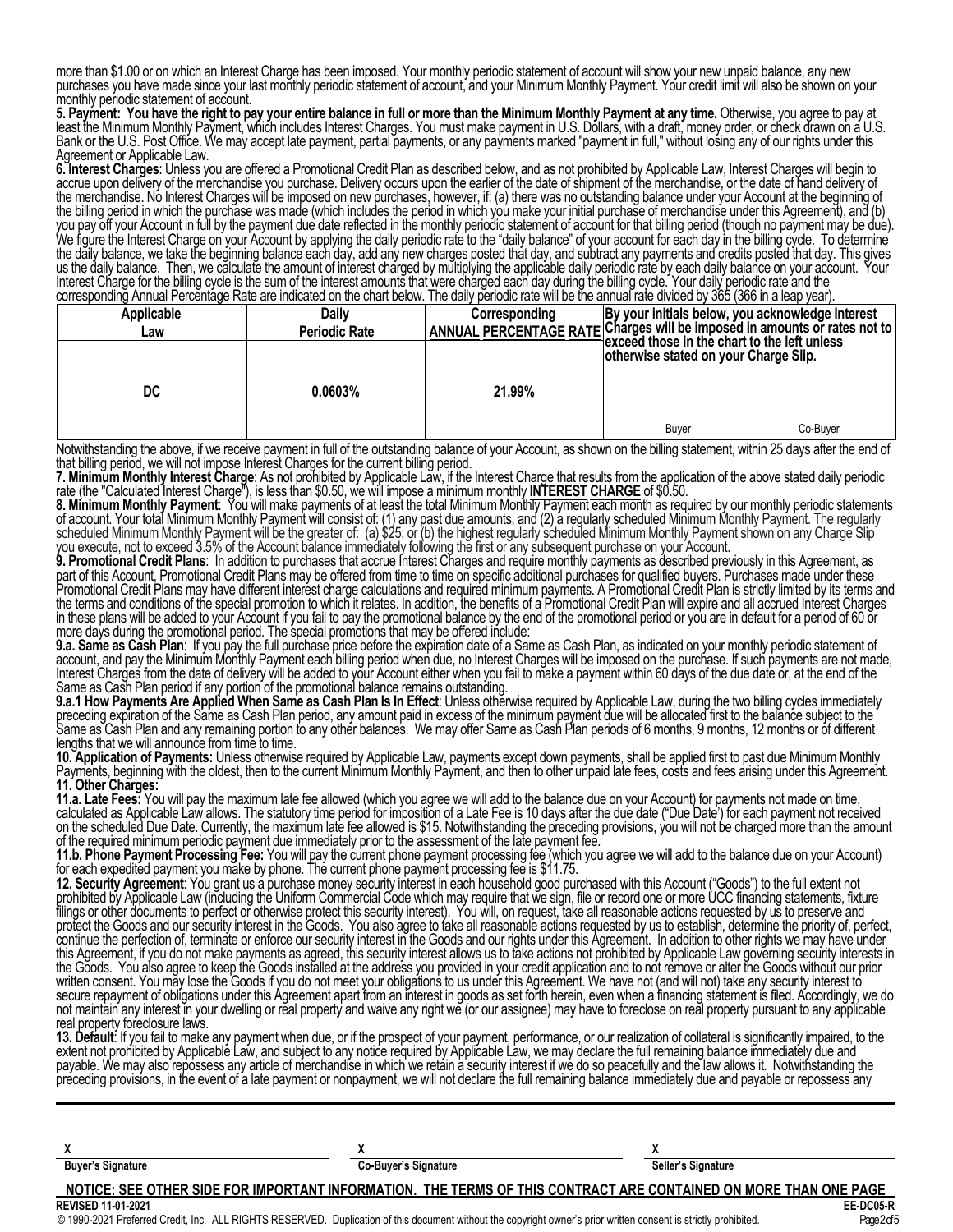more than $1.00 or on which an Interest Charge has been imposed. Your monthly periodic statement of account will show your new unpaid balance, any new purchases you have made since your last monthly periodic statement of account, and your Minimum Monthly Payment. Your credit limit will also be shown on your monthly periodic statement of account.

**5. Payment: You have the right to pay your entire balance in full or more than the Minimum Monthly Payment at any time.** Otherwise, you agree to pay at least the Minimum Monthly Payment, which includes Interest Charges. You must make payment in U.S. Dollars, with a draft, money order, or check drawn on a U.S. Bank or the U.S. Post Office. We may accept late payment, partial payments, or any payments marked "payment in full," without losing any of our rights under this Agreement or Applicable Law.

**6. Interest Charges**: Unless you are offered a Promotional Credit Plan as described below, and as not prohibited by Applicable Law, Interest Charges will begin to accrue upon delivery of the merchandise you purchase. Delivery occurs upon the earlier of the date of shipment of the merchandise, or the date of hand delivery of the merchandise. No Interest Charges will be imposed on new purchases, however, if: (a) there was no outstanding balance under your Account at the beginning of the billing period in which the purchase was made (which includes the period in which you make your initial purchase of merchandise under this Agreement), and (b) you pay off your Account in full by the payment due date reflected in the monthly periodic statement of account for that billing period (though no payment may be due). We figure the Interest Charge on your Account by applying the daily periodic rate to the "daily balance" of your account for each day in the billing cycle. To determine the daily balance, we take the beginning balance each day, add any new charges posted that day, and subtract any payments and credits posted that day. This gives us the daily balance. Then, we calculate the amount of interest charged by multiplying the applicable daily periodic rate by each daily balance on your account. Your Interest Charge for the billing cycle is the sum of the interest amounts that were charged each day during the billing cycle. Your daily periodic rate and the corresponding Annual Percentage Rate are indicated on the chart below. The daily periodic rate will be the annual rate divided by 365 (366 in a leap year).

| Applicable Law | Daily Periodic Rate | Corresponding ANNUAL PERCENTAGE RATE | By your initials below, you acknowledge Interest Charges will be imposed in amounts or rates not to exceed those in the chart to the left unless otherwise stated on your Charge Slip. |
|---|---|---|---|
| DC | 0.0603% | 21.99% | ______ Buyer ______ Co-Buyer |

Notwithstanding the above, if we receive payment in full of the outstanding balance of your Account, as shown on the billing statement, within 25 days after the end of that billing period, we will not impose Interest Charges for the current billing period.

**7. Minimum Monthly Interest Charge**: As not prohibited by Applicable Law, if the Interest Charge that results from the application of the above stated daily periodic rate (the "Calculated Interest Charge"), is less than $0.50, we will impose a minimum monthly **INTEREST CHARGE** of $0.50.

**8. Minimum Monthly Payment**: You will make payments of at least the total Minimum Monthly Payment each month as required by our monthly periodic statements of account. Your total Minimum Monthly Payment will consist of: (1) any past due amounts, and (2) a regularly scheduled Minimum Monthly Payment. The regularly scheduled Minimum Monthly Payment will be the greater of: (a) $25; or (b) the highest regularly scheduled Minimum Monthly Payment shown on any Charge Slip you execute, not to exceed 3.5% of the Account balance immediately following the first or any subsequent purchase on your Account.

**9. Promotional Credit Plans**: In addition to purchases that accrue Interest Charges and require monthly payments as described previously in this Agreement, as part of this Account, Promotional Credit Plans may be offered from time to time on specific additional purchases for qualified buyers. Purchases made under these Promotional Credit Plans may have different interest charge calculations and required minimum payments. A Promotional Credit Plan is strictly limited by its terms and the terms and conditions of the special promotion to which it relates. In addition, the benefits of a Promotional Credit Plan will expire and all accrued Interest Charges in these plans will be added to your Account if you fail to pay the promotional balance by the end of the promotional period or you are in default for a period of 60 or more days during the promotional period. The special promotions that may be offered include:

**9.a. Same as Cash Plan**: If you pay the full purchase price before the expiration date of a Same as Cash Plan, as indicated on your monthly periodic statement of account, and pay the Minimum Monthly Payment each billing period when due, no Interest Charges will be imposed on the purchase. If such payments are not made, Interest Charges from the date of delivery will be added to your Account either when you fail to make a payment within 60 days of the due date or, at the end of the Same as Cash Plan period if any portion of the promotional balance remains outstanding.

**9.a.1 How Payments Are Applied When Same as Cash Plan Is In Effect**: Unless otherwise required by Applicable Law, during the two billing cycles immediately preceding expiration of the Same as Cash Plan period, any amount paid in excess of the minimum payment due will be allocated first to the balance subject to the Same as Cash Plan and any remaining portion to any other balances. We may offer Same as Cash Plan periods of 6 months, 9 months, 12 months or of different lengths that we will announce from time to time.

**10. Application of Payments:** Unless otherwise required by Applicable Law, payments except down payments, shall be applied first to past due Minimum Monthly Payments, beginning with the oldest, then to the current Minimum Monthly Payment, and then to other unpaid late fees, costs and fees arising under this Agreement.

**11. Other Charges:**

**11.a. Late Fees:** You will pay the maximum late fee allowed (which you agree we will add to the balance due on your Account) for payments not made on time, calculated as Applicable Law allows. The statutory time period for imposition of a Late Fee is 10 days after the due date ("Due Date') for each payment not received on the scheduled Due Date. Currently, the maximum late fee allowed is $15. Notwithstanding the preceding provisions, you will not be charged more than the amount of the required minimum periodic payment due immediately prior to the assessment of the late payment fee.

**11.b. Phone Payment Processing Fee:** You will pay the current phone payment processing fee (which you agree we will add to the balance due on your Account) for each expedited payment you make by phone. The current phone payment processing fee is $11.75.

**12. Security Agreement**: You grant us a purchase money security interest in each household good purchased with this Account ("Goods") to the full extent not prohibited by Applicable Law (including the Uniform Commercial Code which may require that we sign, file or record one or more UCC financing statements, fixture filings or other documents to perfect or otherwise protect this security interest). You will, on request, take all reasonable actions requested by us to preserve and protect the Goods and our security interest in the Goods. You also agree to take all reasonable actions requested by us to establish, determine the priority of, perfect, continue the perfection of, terminate or enforce our security interest in the Goods and our rights under this Agreement. In addition to other rights we may have under this Agreement, if you do not make payments as agreed, this security interest allows us to take actions not prohibited by Applicable Law governing security interests in the Goods. You also agree to keep the Goods installed at the address you provided in your credit application and to not remove or alter the Goods without our prior written consent. You may lose the Goods if you do not meet your obligations to us under this Agreement. We have not (and will not) take any security interest to secure repayment of obligations under this Agreement apart from an interest in goods as set forth herein, even when a financing statement is filed. Accordingly, we do not maintain any interest in your dwelling or real property and waive any right we (or our assignee) may have to foreclose on real property pursuant to any applicable real property foreclosure laws.

**13. Default**: If you fail to make any payment when due, or if the prospect of your payment, performance, or our realization of collateral is significantly impaired, to the extent not prohibited by Applicable Law, and subject to any notice required by Applicable Law, we may declare the full remaining balance immediately due and payable. We may also repossess any article of merchandise in which we retain a security interest if we do so peacefully and the law allows it. Notwithstanding the preceding provisions, in the event of a late payment or nonpayment, we will not declare the full remaining balance immediately due and payable or repossess any

| X | X | X |
|---|---|---|
| **Buyer's Signature** | **Co-Buyer's Signature** | **Seller's Signature** |

**NOTICE: SEE OTHER SIDE FOR IMPORTANT INFORMATION. THE TERMS OF THIS CONTRACT ARE CONTAINED ON MORE THAN ONE PAGE**

**REVISED 11-01-2021** **EE-DC05-R**

© 1990-2021 Preferred Credit, Inc. ALL RIGHTS RESERVED. Duplication of this document without the copyright owner's prior written consent is strictly prohibited.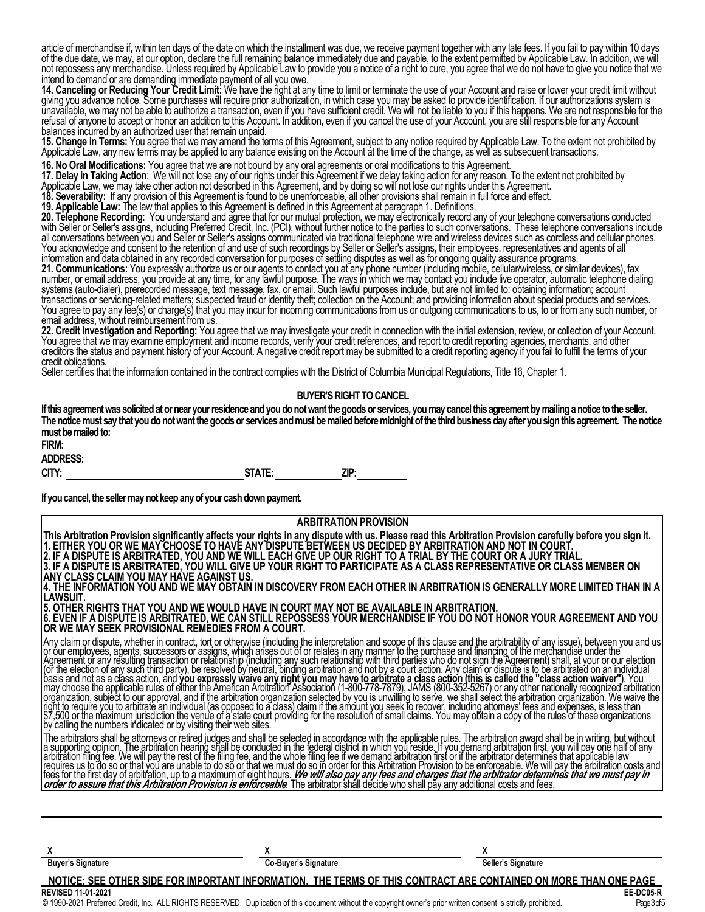article of merchandise if, within ten days of the date on which the installment was due, we receive payment together with any late fees. If you fail to pay within 10 days of the due date, we may, at our option, declare the full remaining balance immediately due and payable, to the extent permitted by Applicable Law. In addition, we will not repossess any merchandise. Unless required by Applicable Law to provide you a notice of a right to cure, you agree that we do not have to give you notice that we intend to demand or are demanding immediate payment of all you owe.

**14. Canceling or Reducing Your Credit Limit:** We have the right at any time to limit or terminate the use of your Account and raise or lower your credit limit without giving you advance notice. Some purchases will require prior authorization, in which case you may be asked to provide identification. If our authorizations system is unavailable, we may not be able to authorize a transaction, even if you have sufficient credit. We will not be liable to you if this happens. We are not responsible for the refusal of anyone to accept or honor an addition to this Account. In addition, even if you cancel the use of your Account, you are still responsible for any Account balances incurred by an authorized user that remain unpaid.

**15. Change in Terms:** You agree that we may amend the terms of this Agreement, subject to any notice required by Applicable Law. To the extent not prohibited by Applicable Law, any new terms may be applied to any balance existing on the Account at the time of the change, as well as subsequent transactions.

**16. No Oral Modifications:** You agree that we are not bound by any oral agreements or oral modifications to this Agreement.

**17. Delay in Taking Action**: We will not lose any of our rights under this Agreement if we delay taking action for any reason. To the extent not prohibited by Applicable Law, we may take other action not described in this Agreement, and by doing so will not lose our rights under this Agreement.

**18. Severability:** If any provision of this Agreement is found to be unenforceable, all other provisions shall remain in full force and effect.

**19. Applicable Law:** The law that applies to this Agreement is defined in this Agreement at paragraph 1. Definitions.

**20. Telephone Recording**: You understand and agree that for our mutual protection, we may electronically record any of your telephone conversations conducted with Seller or Seller's assigns, including Preferred Credit, Inc. (PCI), without further notice to the parties to such conversations. These telephone conversations include all conversations between you and Seller or Seller's assigns communicated via traditional telephone wire and wireless devices such as cordless and cellular phones. You acknowledge and consent to the retention of and use of such recordings by Seller or Seller's assigns, their employees, representatives and agents of all information and data obtained in any recorded conversation for purposes of settling disputes as well as for ongoing quality assurance programs.

**21. Communications:** You expressly authorize us or our agents to contact you at any phone number (including mobile, cellular/wireless, or similar devices), fax number, or email address, you provide at any time, for any lawful purpose. The ways in which we may contact you include live operator, automatic telephone dialing systems (auto-dialer), prerecorded message, text message, fax, or email. Such lawful purposes include, but are not limited to: obtaining information; account transactions or servicing-related matters; suspected fraud or identity theft; collection on the Account; and providing information about special products and services. You agree to pay any fee(s) or charge(s) that you may incur for incoming communications from us or outgoing communications to us, to or from any such number, or email address, without reimbursement from us.

**22. Credit Investigation and Reporting:** You agree that we may investigate your credit in connection with the initial extension, review, or collection of your Account. You agree that we may examine employment and income records, verify your credit references, and report to credit reporting agencies, merchants, and other creditors the status and payment history of your Account. A negative credit report may be submitted to a credit reporting agency if you fail to fulfill the terms of your credit obligations.

Seller certifies that the information contained in the contract complies with the District of Columbia Municipal Regulations, Title 16, Chapter 1.

## BUYER'S RIGHT TO CANCEL

**If this agreement was solicited at or near your residence and you do not want the goods or services, you may cancel this agreement by mailing a notice to the seller. The notice must say that you do not want the goods or services and must be mailed before midnight of the third business day after you sign this agreement. The notice must be mailed to:**

**FIRM:** ____________________

**ADDRESS:** ____________________

**CITY:** ____________________ **STATE:** __________ **ZIP:** __________

**If you cancel, the seller may not keep any of your cash down payment.**

## ARBITRATION PROVISION

**This Arbitration Provision significantly affects your rights in any dispute with us. Please read this Arbitration Provision carefully before you sign it.**

**1. EITHER YOU OR WE MAY CHOOSE TO HAVE ANY DISPUTE BETWEEN US DECIDED BY ARBITRATION AND NOT IN COURT.**

**2. IF A DISPUTE IS ARBITRATED, YOU AND WE WILL EACH GIVE UP OUR RIGHT TO A TRIAL BY THE COURT OR A JURY TRIAL.**

**3. IF A DISPUTE IS ARBITRATED, YOU WILL GIVE UP YOUR RIGHT TO PARTICIPATE AS A CLASS REPRESENTATIVE OR CLASS MEMBER ON ANY CLASS CLAIM YOU MAY HAVE AGAINST US.**

**4. THE INFORMATION YOU AND WE MAY OBTAIN IN DISCOVERY FROM EACH OTHER IN ARBITRATION IS GENERALLY MORE LIMITED THAN IN A LAWSUIT.**

**5. OTHER RIGHTS THAT YOU AND WE WOULD HAVE IN COURT MAY NOT BE AVAILABLE IN ARBITRATION.**

**6. EVEN IF A DISPUTE IS ARBITRATED, WE CAN STILL REPOSSESS YOUR MERCHANDISE IF YOU DO NOT HONOR YOUR AGREEMENT AND YOU OR WE MAY SEEK PROVISIONAL REMEDIES FROM A COURT.**

Any claim or dispute, whether in contract, tort or otherwise (including the interpretation and scope of this clause and the arbitrability of any issue), between you and us or our employees, agents, successors or assigns, which arises out of or relates in any manner to the purchase and financing of the merchandise under the Agreement or any resulting transaction or relationship (including any such relationship with third parties who do not sign the Agreement) shall, at your or our election (or the election of any such third party), be resolved by neutral, binding arbitration and not by a court action. Any claim or dispute is to be arbitrated on an individual basis and not as a class action, and **you expressly waive any right you may have to arbitrate a class action (this is called the "class action waiver")**. You may choose the applicable rules of either the American Arbitration Association (1-800-778-7879), JAMS (800-352-5267) or any other nationally recognized arbitration organization, subject to our approval, and if the arbitration organization selected by you is unwilling to serve, we shall select the arbitration organization. We waive the right to require you to arbitrate an individual (as opposed to a class) claim if the amount you seek to recover, including attorneys' fees and expenses, is less than $7,500 or the maximum jurisdiction the venue of a state court providing for the resolution of small claims. You may obtain a copy of the rules of these organizations by calling the numbers indicated or by visiting their web sites.

The arbitrators shall be attorneys or retired judges and shall be selected in accordance with the applicable rules. The arbitration award shall be in writing, but without a supporting opinion. The arbitration hearing shall be conducted in the federal district in which you reside. If you demand arbitration first, you will pay one half of any arbitration filing fee. We will pay the rest of the filing fee, and the whole filing fee if we demand arbitration first or if the arbitrator determines that applicable law requires us to do so or that you are unable to do so or that we must do so in order for this Arbitration Provision to be enforceable. We will pay the arbitration costs and fees for the first day of arbitration, up to a maximum of eight hours. ***We will also pay any fees and charges that the arbitrator determines that we must pay in order to assure that this Arbitration Provision is enforceable***. The arbitrator shall decide who shall pay any additional costs and fees.

| X ____________________ | X ____________________ | X ____________________ |
|---|---|---|
| **Buyer's Signature** | **Co-Buyer's Signature** | **Seller's Signature** |

**NOTICE: SEE OTHER SIDE FOR IMPORTANT INFORMATION. THE TERMS OF THIS CONTRACT ARE CONTAINED ON MORE THAN ONE PAGE**

**REVISED 11-01-2021** **EE-DC05-R**

© 1990-2021 Preferred Credit, Inc. ALL RIGHTS RESERVED. Duplication of this document without the copyright owner's prior written consent is strictly prohibited.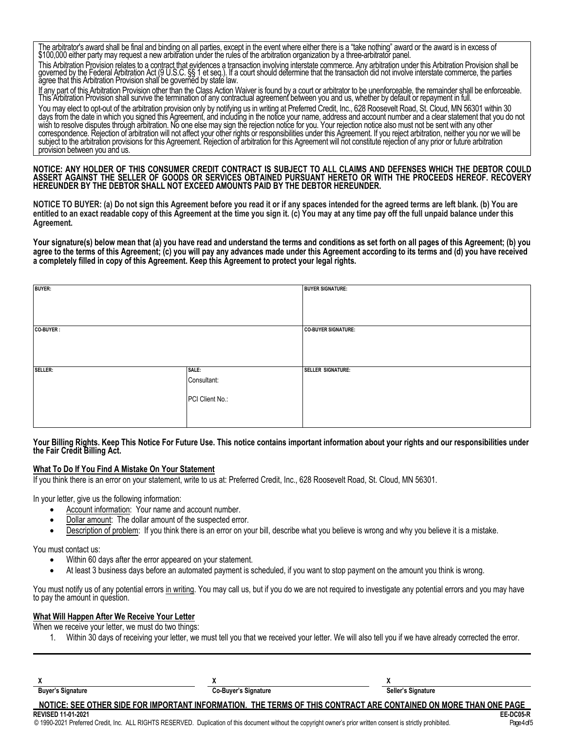The arbitrator's award shall be final and binding on all parties, except in the event where either there is a "take nothing" award or the award is in excess of $100,000 either party may request a new arbitration under the rules of the arbitration organization by a three-arbitrator panel.

This Arbitration Provision relates to a contract that evidences a transaction involving interstate commerce. Any arbitration under this Arbitration Provision shall be governed by the Federal Arbitration Act (9 U.S.C. §§ 1 et seq.). If a court should determine that the transaction did not involve interstate commerce, the parties agree that this Arbitration Provision shall be governed by state law.

If any part of this Arbitration Provision other than the Class Action Waiver is found by a court or arbitrator to be unenforceable, the remainder shall be enforceable. This Arbitration Provision shall survive the termination of any contractual agreement between you and us, whether by default or repayment in full.

You may elect to opt-out of the arbitration provision only by notifying us in writing at Preferred Credit, Inc., 628 Roosevelt Road, St. Cloud, MN 56301 within 30 days from the date in which you signed this Agreement, and including in the notice your name, address and account number and a clear statement that you do not wish to resolve disputes through arbitration. No one else may sign the rejection notice for you. Your rejection notice also must not be sent with any other correspondence. Rejection of arbitration will not affect your other rights or responsibilities under this Agreement. If you reject arbitration, neither you nor we will be subject to the arbitration provisions for this Agreement. Rejection of arbitration for this Agreement will not constitute rejection of any prior or future arbitration provision between you and us.

**NOTICE: ANY HOLDER OF THIS CONSUMER CREDIT CONTRACT IS SUBJECT TO ALL CLAIMS AND DEFENSES WHICH THE DEBTOR COULD ASSERT AGAINST THE SELLER OF GOODS OR SERVICES OBTAINED PURSUANT HERETO OR WITH THE PROCEEDS HEREOF. RECOVERY HEREUNDER BY THE DEBTOR SHALL NOT EXCEED AMOUNTS PAID BY THE DEBTOR HEREUNDER.**

**NOTICE TO BUYER: (a) Do not sign this Agreement before you read it or if any spaces intended for the agreed terms are left blank. (b) You are entitled to an exact readable copy of this Agreement at the time you sign it. (c) You may at any time pay off the full unpaid balance under this Agreement.**

**Your signature(s) below mean that (a) you have read and understand the terms and conditions as set forth on all pages of this Agreement; (b) you agree to the terms of this Agreement; (c) you will pay any advances made under this Agreement according to its terms and (d) you have received a completely filled in copy of this Agreement. Keep this Agreement to protect your legal rights.**

| BUYER: | | BUYER SIGNATURE: |
|---|---|---|
| CO-BUYER : | | CO-BUYER SIGNATURE: |
| SELLER: | SALE:<br>Consultant:<br>PCI Client No.: | SELLER SIGNATURE: |

**Your Billing Rights. Keep This Notice For Future Use. This notice contains important information about your rights and our responsibilities under the Fair Credit Billing Act.**

### What To Do If You Find A Mistake On Your Statement

If you think there is an error on your statement, write to us at: Preferred Credit, Inc., 628 Roosevelt Road, St. Cloud, MN 56301.

In your letter, give us the following information:

- Account information: Your name and account number.
- Dollar amount: The dollar amount of the suspected error.
- Description of problem: If you think there is an error on your bill, describe what you believe is wrong and why you believe it is a mistake.

You must contact us:

- Within 60 days after the error appeared on your statement.
- At least 3 business days before an automated payment is scheduled, if you want to stop payment on the amount you think is wrong.

You must notify us of any potential errors in writing. You may call us, but if you do we are not required to investigate any potential errors and you may have to pay the amount in question.

### What Will Happen After We Receive Your Letter

When we receive your letter, we must do two things:

1. Within 30 days of receiving your letter, we must tell you that we received your letter. We will also tell you if we have already corrected the error.

X ____________________ Buyer's Signature

X ____________________ Co-Buyer's Signature

X ____________________ Seller's Signature

**NOTICE: SEE OTHER SIDE FOR IMPORTANT INFORMATION. THE TERMS OF THIS CONTRACT ARE CONTAINED ON MORE THAN ONE PAGE**

**REVISED 11-01-2021** **EE-DC05-R**

© 1990-2021 Preferred Credit, Inc. ALL RIGHTS RESERVED. Duplication of this document without the copyright owner's prior written consent is strictly prohibited.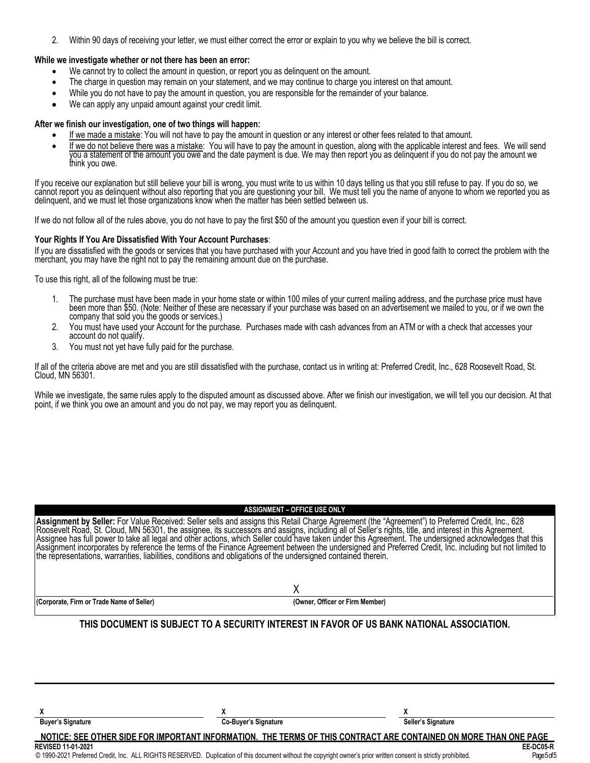2. Within 90 days of receiving your letter, we must either correct the error or explain to you why we believe the bill is correct.

**While we investigate whether or not there has been an error:**

- We cannot try to collect the amount in question, or report you as delinquent on the amount.
- The charge in question may remain on your statement, and we may continue to charge you interest on that amount.
- While you do not have to pay the amount in question, you are responsible for the remainder of your balance.
- We can apply any unpaid amount against your credit limit.

**After we finish our investigation, one of two things will happen:**

- If we made a mistake: You will not have to pay the amount in question or any interest or other fees related to that amount.
- If we do not believe there was a mistake: You will have to pay the amount in question, along with the applicable interest and fees. We will send you a statement of the amount you owe and the date payment is due. We may then report you as delinquent if you do not pay the amount we think you owe.

If you receive our explanation but still believe your bill is wrong, you must write to us within 10 days telling us that you still refuse to pay. If you do so, we cannot report you as delinquent without also reporting that you are questioning your bill. We must tell you the name of anyone to whom we reported you as delinquent, and we must let those organizations know when the matter has been settled between us.

If we do not follow all of the rules above, you do not have to pay the first $50 of the amount you question even if your bill is correct.

**Your Rights If You Are Dissatisfied With Your Account Purchases**:

If you are dissatisfied with the goods or services that you have purchased with your Account and you have tried in good faith to correct the problem with the merchant, you may have the right not to pay the remaining amount due on the purchase.

To use this right, all of the following must be true:

1. The purchase must have been made in your home state or within 100 miles of your current mailing address, and the purchase price must have been more than $50. (Note: Neither of these are necessary if your purchase was based on an advertisement we mailed to you, or if we own the company that sold you the goods or services.)
2. You must have used your Account for the purchase. Purchases made with cash advances from an ATM or with a check that accesses your account do not qualify.
3. You must not yet have fully paid for the purchase.

If all of the criteria above are met and you are still dissatisfied with the purchase, contact us in writing at: Preferred Credit, Inc., 628 Roosevelt Road, St. Cloud, MN 56301.

While we investigate, the same rules apply to the disputed amount as discussed above. After we finish our investigation, we will tell you our decision. At that point, if we think you owe an amount and you do not pay, we may report you as delinquent.

**ASSIGNMENT – OFFICE USE ONLY**

**Assignment by Seller:** For Value Received: Seller sells and assigns this Retail Charge Agreement (the "Agreement") to Preferred Credit, Inc., 628 Roosevelt Road, St. Cloud, MN 56301, the assignee, its successors and assigns, including all of Seller's rights, title, and interest in this Agreement. Assignee has full power to take all legal and other actions, which Seller could have taken under this Agreement. The undersigned acknowledges that this Assignment incorporates by reference the terms of the Finance Agreement between the undersigned and Preferred Credit, Inc. including but not limited to the representations, warranties, liabilities, conditions and obligations of the undersigned contained therein.

| | |
|---|---|
| | X |
| **(Corporate, Firm or Trade Name of Seller)** | **(Owner, Officer or Firm Member)** |

**THIS DOCUMENT IS SUBJECT TO A SECURITY INTEREST IN FAVOR OF US BANK NATIONAL ASSOCIATION.**

| | | |
|---|---|---|
| X | X | X |
| **Buyer's Signature** | **Co-Buyer's Signature** | **Seller's Signature** |

**NOTICE: SEE OTHER SIDE FOR IMPORTANT INFORMATION. THE TERMS OF THIS CONTRACT ARE CONTAINED ON MORE THAN ONE PAGE**

**REVISED 11-01-2021** **EE-DC05-R**

© 1990-2021 Preferred Credit, Inc. ALL RIGHTS RESERVED. Duplication of this document without the copyright owner's prior written consent is strictly prohibited.